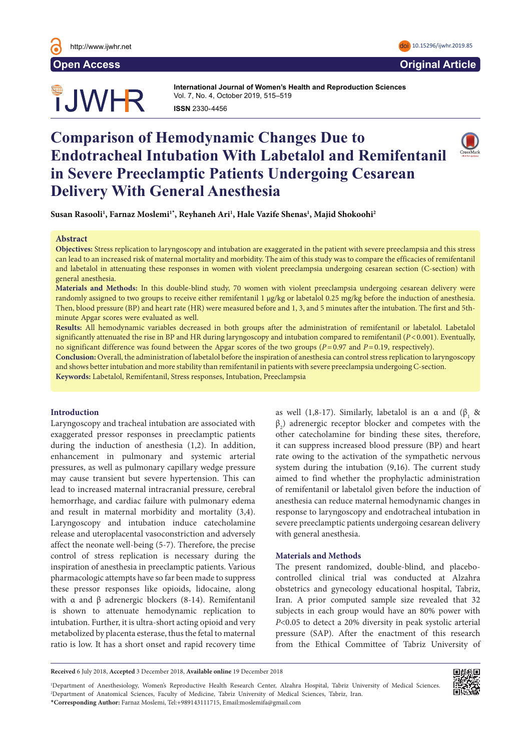Open Access

Original Article

International Journal of Women's Health and Reproduction Sciences
Vol. 7, No. 4, October 2019, 515–519
**ISSN** 2330-4456

doi 10.15296/ijwhr.2019.85

# Comparison of Hemodynamic Changes Due to Endotracheal Intubation With Labetalol and Remifentanil in Severe Preeclamptic Patients Undergoing Cesarean Delivery With General Anesthesia

**Susan Rasooli[1], Farnaz Moslemi[1*], Reyhaneh Ari[1], Hale Vazife Shenas[1], Majid Shokoohi[2]**

## Abstract

**Objectives:** Stress replication to laryngoscopy and intubation are exaggerated in the patient with severe preeclampsia and this stress can lead to an increased risk of maternal mortality and morbidity. The aim of this study was to compare the efficacies of remifentanil and labetalol in attenuating these responses in women with violent preeclampsia undergoing cesarean section (C-section) with general anesthesia.

**Materials and Methods:** In this double-blind study, 70 women with violent preeclampsia undergoing cesarean delivery were randomly assigned to two groups to receive either remifentanil 1 μg/kg or labetalol 0.25 mg/kg before the induction of anesthesia. Then, blood pressure (BP) and heart rate (HR) were measured before and 1, 3, and 5 minutes after the intubation. The first and 5th-minute Apgar scores were evaluated as well.

**Results:** All hemodynamic variables decreased in both groups after the administration of remifentanil or labetalol. Labetalol significantly attenuated the rise in BP and HR during laryngoscopy and intubation compared to remifentanil ($P < 0.001$). Eventually, no significant difference was found between the Apgar scores of the two groups ($P = 0.97$ and $P = 0.19$, respectively).

**Conclusion:** Overall, the administration of labetalol before the inspiration of anesthesia can control stress replication to laryngoscopy and shows better intubation and more stability than remifentanil in patients with severe preeclampsia undergoing C-section.

**Keywords:** Labetalol, Remifentanil, Stress responses, Intubation, Preeclampsia

## Introduction

Laryngoscopy and tracheal intubation are associated with exaggerated pressor responses in preeclamptic patients during the induction of anesthesia (1,2). In addition, enhancement in pulmonary and systemic arterial pressures, as well as pulmonary capillary wedge pressure may cause transient but severe hypertension. This can lead to increased maternal intracranial pressure, cerebral hemorrhage, and cardiac failure with pulmonary edema and result in maternal morbidity and mortality (3,4). Laryngoscopy and intubation induce catecholamine release and uteroplacental vasoconstriction and adversely affect the neonate well-being (5-7). Therefore, the precise control of stress replication is necessary during the inspiration of anesthesia in preeclamptic patients. Various pharmacologic attempts have so far been made to suppress these pressor responses like opioids, lidocaine, along with α and β adrenergic blockers (8-14). Remifentanil is shown to attenuate hemodynamic replication to intubation. Further, it is ultra-short acting opioid and very metabolized by placenta esterase, thus the fetal to maternal ratio is low. It has a short onset and rapid recovery time as well (1,8-17). Similarly, labetalol is an α and ($\beta_1$ & $\beta_2$) adrenergic receptor blocker and competes with the other catecholamine for binding these sites, therefore, it can suppress increased blood pressure (BP) and heart rate owing to the activation of the sympathetic nervous system during the intubation (9,16). The current study aimed to find whether the prophylactic administration of remifentanil or labetalol given before the induction of anesthesia can reduce maternal hemodynamic changes in response to laryngoscopy and endotracheal intubation in severe preeclamptic patients undergoing cesarean delivery with general anesthesia.

## Materials and Methods

The present randomized, double-blind, and placebo-controlled clinical trial was conducted at Alzahra obstetrics and gynecology educational hospital, Tabriz, Iran. A prior computed sample size revealed that 32 subjects in each group would have an 80% power with $P<0.05$ to detect a 20% diversity in peak systolic arterial pressure (SAP). After the enactment of this research from the Ethical Committee of Tabriz University of

**Received** 6 July 2018, **Accepted** 3 December 2018, **Available online** 19 December 2018

[1]Department of Anesthesiology, Women's Reproductive Health Research Center, Alzahra Hospital, Tabriz University of Medical Sciences.
[2]Department of Anatomical Sciences, Faculty of Medicine, Tabriz University of Medical Sciences, Tabriz, Iran.
***Corresponding Author:** Farnaz Moslemi, Tel:+989143111715, Email:moslemifa@gmail.com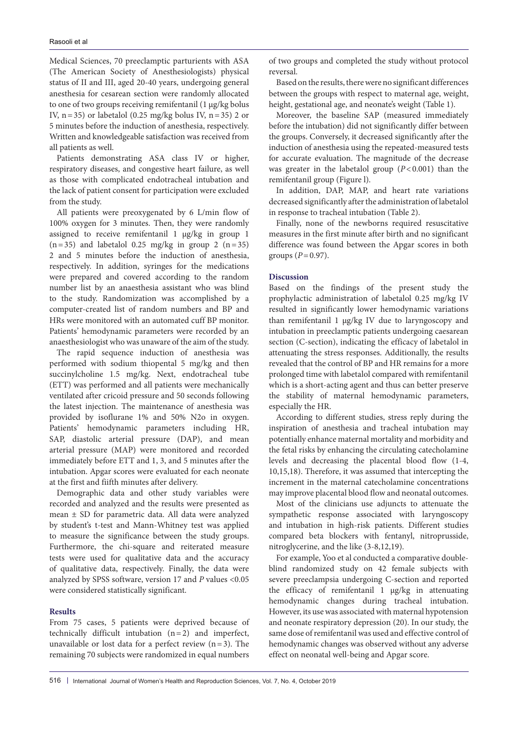Medical Sciences, 70 preeclamptic parturients with ASA (The American Society of Anesthesiologists) physical status of II and III, aged 20-40 years, undergoing general anesthesia for cesarean section were randomly allocated to one of two groups receiving remifentanil (1 μg/kg bolus IV, n = 35) or labetalol (0.25 mg/kg bolus IV, n = 35) 2 or 5 minutes before the induction of anesthesia, respectively. Written and knowledgeable satisfaction was received from all patients as well.

Patients demonstrating ASA class IV or higher, respiratory diseases, and congestive heart failure, as well as those with complicated endotracheal intubation and the lack of patient consent for participation were excluded from the study.

All patients were preoxygenated by 6 L/min flow of 100% oxygen for 3 minutes. Then, they were randomly assigned to receive remifentanil 1 μg/kg in group 1 (n = 35) and labetalol 0.25 mg/kg in group 2 (n = 35) 2 and 5 minutes before the induction of anesthesia, respectively. In addition, syringes for the medications were prepared and covered according to the random number list by an anaesthesia assistant who was blind to the study. Randomization was accomplished by a computer-created list of random numbers and BP and HRs were monitored with an automated cuff BP monitor. Patients' hemodynamic parameters were recorded by an anaesthesiologist who was unaware of the aim of the study.

The rapid sequence induction of anesthesia was performed with sodium thiopental 5 mg/kg and then succinylcholine 1.5 mg/kg. Next, endotracheal tube (ETT) was performed and all patients were mechanically ventilated after cricoid pressure and 50 seconds following the latest injection. The maintenance of anesthesia was provided by isoflurane 1% and 50% N2o in oxygen. Patients' hemodynamic parameters including HR, SAP, diastolic arterial pressure (DAP), and mean arterial pressure (MAP) were monitored and recorded immediately before ETT and 1, 3, and 5 minutes after the intubation. Apgar scores were evaluated for each neonate at the first and fiifth minutes after delivery.

Demographic data and other study variables were recorded and analyzed and the results were presented as mean ± SD for parametric data. All data were analyzed by student's t-test and Mann-Whitney test was applied to measure the significance between the study groups. Furthermore, the chi-square and reiterated measure tests were used for qualitative data and the accuracy of qualitative data, respectively. Finally, the data were analyzed by SPSS software, version 17 and *P* values <0.05 were considered statistically significant.

## Results

From 75 cases, 5 patients were deprived because of technically difficult intubation (n = 2) and imperfect, unavailable or lost data for a perfect review (n = 3). The remaining 70 subjects were randomized in equal numbers of two groups and completed the study without protocol reversal.

Based on the results, there were no significant differences between the groups with respect to maternal age, weight, height, gestational age, and neonate's weight (Table 1).

Moreover, the baseline SAP (measured immediately before the intubation) did not significantly differ between the groups. Conversely, it decreased significantly after the induction of anesthesia using the repeated-measured tests for accurate evaluation. The magnitude of the decrease was greater in the labetalol group ($P < 0.001$) than the remifentanil group (Figure l).

In addition, DAP, MAP, and heart rate variations decreased significantly after the administration of labetalol in response to tracheal intubation (Table 2).

Finally, none of the newborns required resuscitative measures in the first minute after birth and no significant difference was found between the Apgar scores in both groups ($P = 0.97$).

## Discussion

Based on the findings of the present study the prophylactic administration of labetalol 0.25 mg/kg IV resulted in significantly lower hemodynamic variations than remifentanil 1 μg/kg IV due to laryngoscopy and intubation in preeclamptic patients undergoing caesarean section (C-section), indicating the efficacy of labetalol in attenuating the stress responses. Additionally, the results revealed that the control of BP and HR remains for a more prolonged time with labetalol compared with remifentanil which is a short-acting agent and thus can better preserve the stability of maternal hemodynamic parameters, especially the HR.

According to different studies, stress reply during the inspiration of anesthesia and tracheal intubation may potentially enhance maternal mortality and morbidity and the fetal risks by enhancing the circulating catecholamine levels and decreasing the placental blood flow (1-4, 10,15,18). Therefore, it was assumed that intercepting the increment in the maternal catecholamine concentrations may improve placental blood flow and neonatal outcomes.

Most of the clinicians use adjuncts to attenuate the sympathetic response associated with laryngoscopy and intubation in high-risk patients. Different studies compared beta blockers with fentanyl, nitroprusside, nitroglycerine, and the like (3-8,12,19).

For example, Yoo et al conducted a comparative double-blind randomized study on 42 female subjects with severe preeclampsia undergoing C-section and reported the efficacy of remifentanil 1 μg/kg in attenuating hemodynamic changes during tracheal intubation. However, its use was associated with maternal hypotension and neonate respiratory depression (20). In our study, the same dose of remifentanil was used and effective control of hemodynamic changes was observed without any adverse effect on neonatal well-being and Apgar score.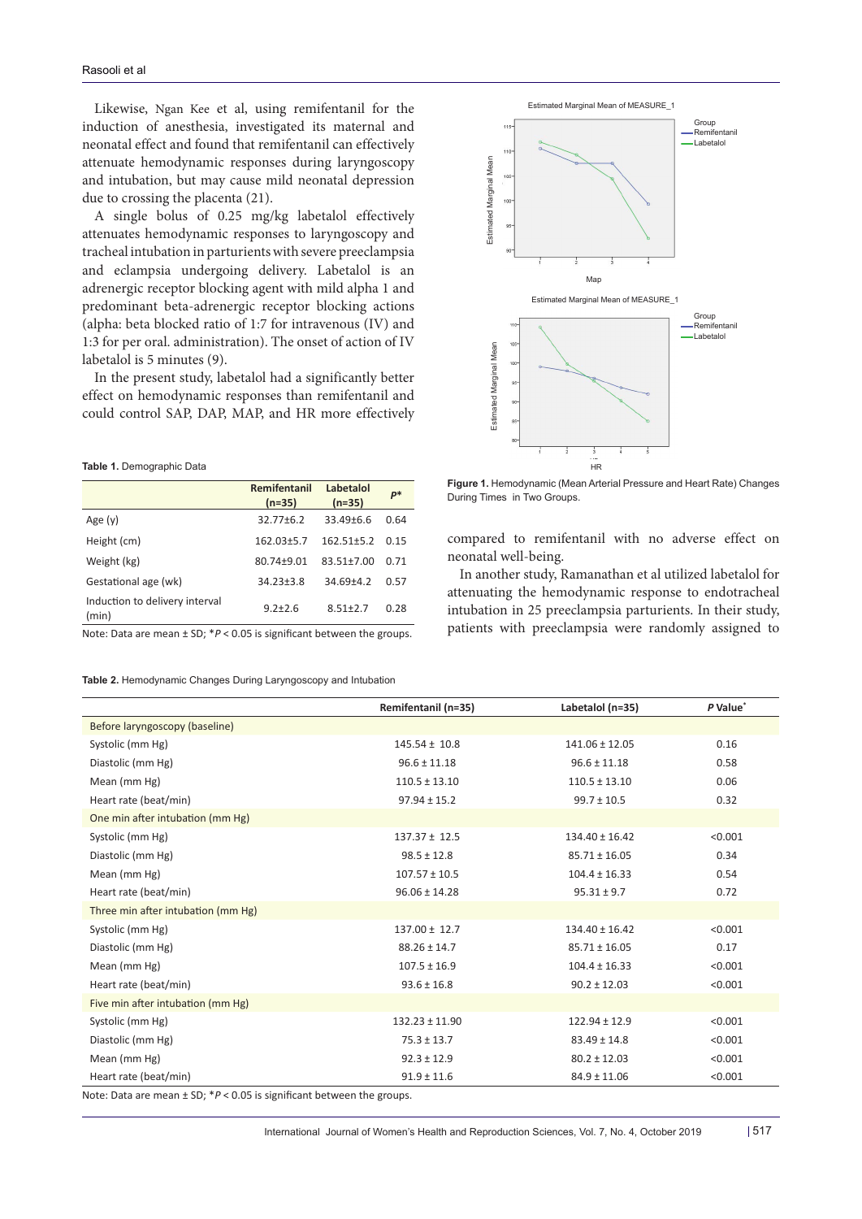Likewise, Ngan Kee et al, using remifentanil for the induction of anesthesia, investigated its maternal and neonatal effect and found that remifentanil can effectively attenuate hemodynamic responses during laryngoscopy and intubation, but may cause mild neonatal depression due to crossing the placenta (21).

A single bolus of 0.25 mg/kg labetalol effectively attenuates hemodynamic responses to laryngoscopy and tracheal intubation in parturients with severe preeclampsia and eclampsia undergoing delivery. Labetalol is an adrenergic receptor blocking agent with mild alpha 1 and predominant beta-adrenergic receptor blocking actions (alpha: beta blocked ratio of 1:7 for intravenous (IV) and 1:3 for per oral. administration). The onset of action of IV labetalol is 5 minutes (9).

In the present study, labetalol had a significantly better effect on hemodynamic responses than remifentanil and could control SAP, DAP, MAP, and HR more effectively compared to remifentanil with no adverse effect on neonatal well-being.

**Table 1.** Demographic Data

| | Remifentanil (n=35) | Labetalol (n=35) | *P** |
|---|---|---|---|
| Age (y) | 32.77±6.2 | 33.49±6.6 | 0.64 |
| Height (cm) | 162.03±5.7 | 162.51±5.2 | 0.15 |
| Weight (kg) | 80.74±9.01 | 83.51±7.00 | 0.71 |
| Gestational age (wk) | 34.23±3.8 | 34.69±4.2 | 0.57 |
| Induction to delivery interval (min) | 9.2±2.6 | 8.51±2.7 | 0.28 |

Note: Data are mean ± SD; *$P < 0.05$ is significant between the groups.

**Figure 1.** Hemodynamic (Mean Arterial Pressure and Heart Rate) Changes During Times in Two Groups.

In another study, Ramanathan et al utilized labetalol for attenuating the hemodynamic response to endotracheal intubation in 25 preeclampsia parturients. In their study, patients with preeclampsia were randomly assigned to

**Table 2.** Hemodynamic Changes During Laryngoscopy and Intubation

| | Remifentanil (n=35) | Labetalol (n=35) | *P* Value* |
|---|---|---|---|
| Before laryngoscopy (baseline) | | | |
| Systolic (mm Hg) | 145.54 ± 10.8 | 141.06 ± 12.05 | 0.16 |
| Diastolic (mm Hg) | 96.6 ± 11.18 | 96.6 ± 11.18 | 0.58 |
| Mean (mm Hg) | 110.5 ± 13.10 | 110.5 ± 13.10 | 0.06 |
| Heart rate (beat/min) | 97.94 ± 15.2 | 99.7 ± 10.5 | 0.32 |
| One min after intubation (mm Hg) | | | |
| Systolic (mm Hg) | 137.37 ± 12.5 | 134.40 ± 16.42 | <0.001 |
| Diastolic (mm Hg) | 98.5 ± 12.8 | 85.71 ± 16.05 | 0.34 |
| Mean (mm Hg) | 107.57 ± 10.5 | 104.4 ± 16.33 | 0.54 |
| Heart rate (beat/min) | 96.06 ± 14.28 | 95.31 ± 9.7 | 0.72 |
| Three min after intubation (mm Hg) | | | |
| Systolic (mm Hg) | 137.00 ± 12.7 | 134.40 ± 16.42 | <0.001 |
| Diastolic (mm Hg) | 88.26 ± 14.7 | 85.71 ± 16.05 | 0.17 |
| Mean (mm Hg) | 107.5 ± 16.9 | 104.4 ± 16.33 | <0.001 |
| Heart rate (beat/min) | 93.6 ± 16.8 | 90.2 ± 12.03 | <0.001 |
| Five min after intubation (mm Hg) | | | |
| Systolic (mm Hg) | 132.23 ± 11.90 | 122.94 ± 12.9 | <0.001 |
| Diastolic (mm Hg) | 75.3 ± 13.7 | 83.49 ± 14.8 | <0.001 |
| Mean (mm Hg) | 92.3 ± 12.9 | 80.2 ± 12.03 | <0.001 |
| Heart rate (beat/min) | 91.9 ± 11.6 | 84.9 ± 11.06 | <0.001 |

Note: Data are mean ± SD; *$P < 0.05$ is significant between the groups.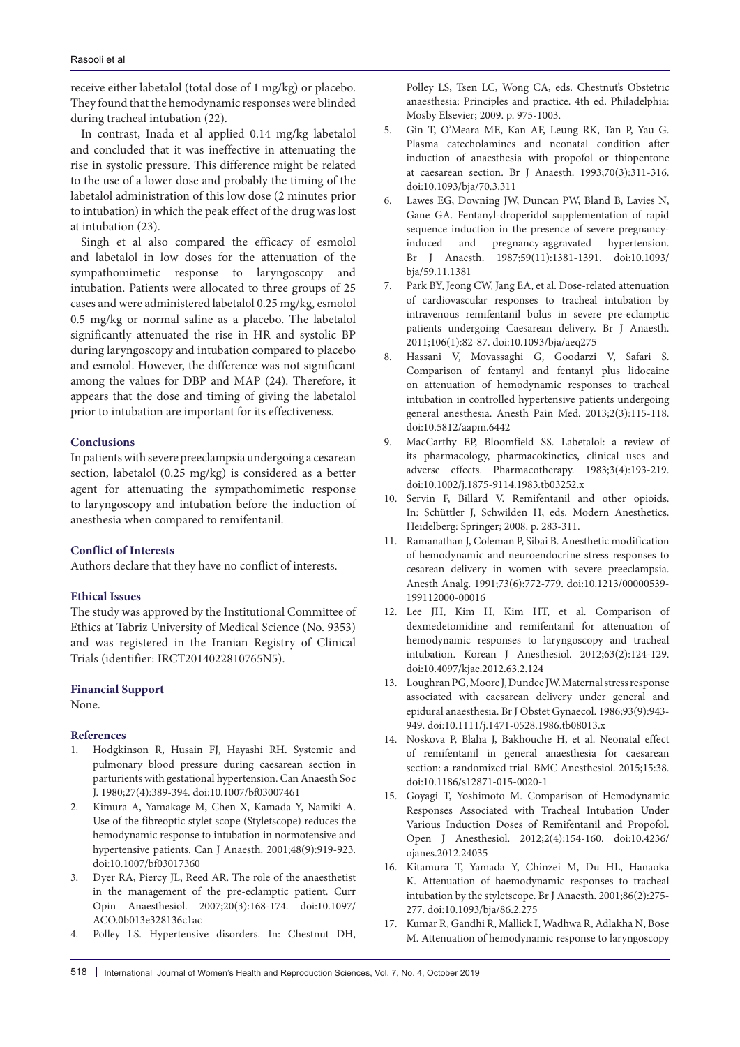receive either labetalol (total dose of 1 mg/kg) or placebo. They found that the hemodynamic responses were blinded during tracheal intubation (22).

In contrast, Inada et al applied 0.14 mg/kg labetalol and concluded that it was ineffective in attenuating the rise in systolic pressure. This difference might be related to the use of a lower dose and probably the timing of the labetalol administration of this low dose (2 minutes prior to intubation) in which the peak effect of the drug was lost at intubation (23).

Singh et al also compared the efficacy of esmolol and labetalol in low doses for the attenuation of the sympathomimetic response to laryngoscopy and intubation. Patients were allocated to three groups of 25 cases and were administered labetalol 0.25 mg/kg, esmolol 0.5 mg/kg or normal saline as a placebo. The labetalol significantly attenuated the rise in HR and systolic BP during laryngoscopy and intubation compared to placebo and esmolol. However, the difference was not significant among the values for DBP and MAP (24). Therefore, it appears that the dose and timing of giving the labetalol prior to intubation are important for its effectiveness.

## Conclusions

In patients with severe preeclampsia undergoing a cesarean section, labetalol (0.25 mg/kg) is considered as a better agent for attenuating the sympathomimetic response to laryngoscopy and intubation before the induction of anesthesia when compared to remifentanil.

## Conflict of Interests

Authors declare that they have no conflict of interests.

## Ethical Issues

The study was approved by the Institutional Committee of Ethics at Tabriz University of Medical Science (No. 9353) and was registered in the Iranian Registry of Clinical Trials (identifier: IRCT2014022810765N5).

## Financial Support

None.

## References

1. Hodgkinson R, Husain FJ, Hayashi RH. Systemic and pulmonary blood pressure during caesarean section in parturients with gestational hypertension. Can Anaesth Soc J. 1980;27(4):389-394. doi:10.1007/bf03007461
2. Kimura A, Yamakage M, Chen X, Kamada Y, Namiki A. Use of the fibreoptic stylet scope (Styletscope) reduces the hemodynamic response to intubation in normotensive and hypertensive patients. Can J Anaesth. 2001;48(9):919-923. doi:10.1007/bf03017360
3. Dyer RA, Piercy JL, Reed AR. The role of the anaesthetist in the management of the pre-eclamptic patient. Curr Opin Anaesthesiol. 2007;20(3):168-174. doi:10.1097/ACO.0b013e328136c1ac
4. Polley LS. Hypertensive disorders. In: Chestnut DH, Polley LS, Tsen LC, Wong CA, eds. Chestnut's Obstetric anaesthesia: Principles and practice. 4th ed. Philadelphia: Mosby Elsevier; 2009. p. 975-1003.
5. Gin T, O'Meara ME, Kan AF, Leung RK, Tan P, Yau G. Plasma catecholamines and neonatal condition after induction of anaesthesia with propofol or thiopentone at caesarean section. Br J Anaesth. 1993;70(3):311-316. doi:10.1093/bja/70.3.311
6. Lawes EG, Downing JW, Duncan PW, Bland B, Lavies N, Gane GA. Fentanyl-droperidol supplementation of rapid sequence induction in the presence of severe pregnancy-induced and pregnancy-aggravated hypertension. Br J Anaesth. 1987;59(11):1381-1391. doi:10.1093/bja/59.11.1381
7. Park BY, Jeong CW, Jang EA, et al. Dose-related attenuation of cardiovascular responses to tracheal intubation by intravenous remifentanil bolus in severe pre-eclamptic patients undergoing Caesarean delivery. Br J Anaesth. 2011;106(1):82-87. doi:10.1093/bja/aeq275
8. Hassani V, Movassaghi G, Goodarzi V, Safari S. Comparison of fentanyl and fentanyl plus lidocaine on attenuation of hemodynamic responses to tracheal intubation in controlled hypertensive patients undergoing general anesthesia. Anesth Pain Med. 2013;2(3):115-118. doi:10.5812/aapm.6442
9. MacCarthy EP, Bloomfield SS. Labetalol: a review of its pharmacology, pharmacokinetics, clinical uses and adverse effects. Pharmacotherapy. 1983;3(4):193-219. doi:10.1002/j.1875-9114.1983.tb03252.x
10. Servin F, Billard V. Remifentanil and other opioids. In: Schüttler J, Schwilden H, eds. Modern Anesthetics. Heidelberg: Springer; 2008. p. 283-311.
11. Ramanathan J, Coleman P, Sibai B. Anesthetic modification of hemodynamic and neuroendocrine stress responses to cesarean delivery in women with severe preeclampsia. Anesth Analg. 1991;73(6):772-779. doi:10.1213/00000539-199112000-00016
12. Lee JH, Kim H, Kim HT, et al. Comparison of dexmedetomidine and remifentanil for attenuation of hemodynamic responses to laryngoscopy and tracheal intubation. Korean J Anesthesiol. 2012;63(2):124-129. doi:10.4097/kjae.2012.63.2.124
13. Loughran PG, Moore J, Dundee JW. Maternal stress response associated with caesarean delivery under general and epidural anaesthesia. Br J Obstet Gynaecol. 1986;93(9):943-949. doi:10.1111/j.1471-0528.1986.tb08013.x
14. Noskova P, Blaha J, Bakhouche H, et al. Neonatal effect of remifentanil in general anaesthesia for caesarean section: a randomized trial. BMC Anesthesiol. 2015;15:38. doi:10.1186/s12871-015-0020-1
15. Goyagi T, Yoshimoto M. Comparison of Hemodynamic Responses Associated with Tracheal Intubation Under Various Induction Doses of Remifentanil and Propofol. Open J Anesthesiol. 2012;2(4):154-160. doi:10.4236/ojanes.2012.24035
16. Kitamura T, Yamada Y, Chinzei M, Du HL, Hanaoka K. Attenuation of haemodynamic responses to tracheal intubation by the styletscope. Br J Anaesth. 2001;86(2):275-277. doi:10.1093/bja/86.2.275
17. Kumar R, Gandhi R, Mallick I, Wadhwa R, Adlakha N, Bose M. Attenuation of hemodynamic response to laryngoscopy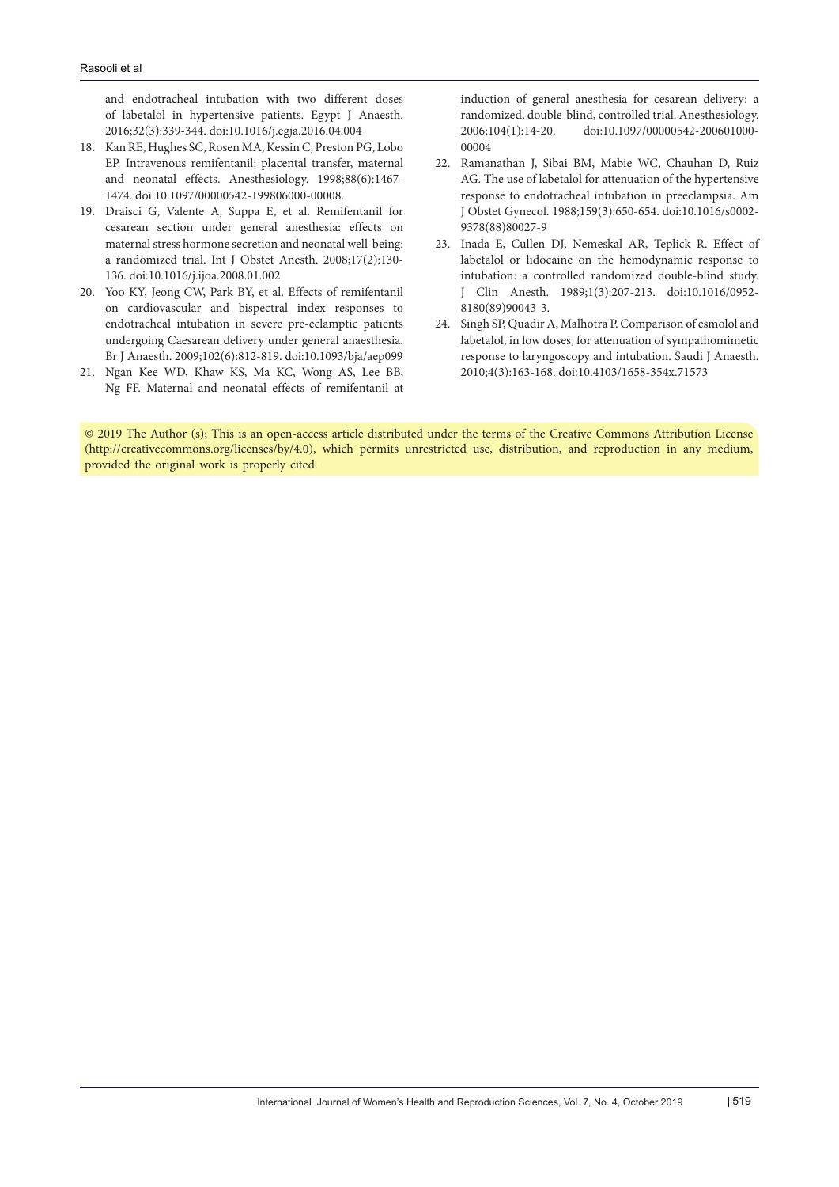and endotracheal intubation with two different doses of labetalol in hypertensive patients. Egypt J Anaesth. 2016;32(3):339-344. doi:10.1016/j.egja.2016.04.004

18. Kan RE, Hughes SC, Rosen MA, Kessin C, Preston PG, Lobo EP. Intravenous remifentanil: placental transfer, maternal and neonatal effects. Anesthesiology. 1998;88(6):1467-1474. doi:10.1097/00000542-199806000-00008.
19. Draisci G, Valente A, Suppa E, et al. Remifentanil for cesarean section under general anesthesia: effects on maternal stress hormone secretion and neonatal well-being: a randomized trial. Int J Obstet Anesth. 2008;17(2):130-136. doi:10.1016/j.ijoa.2008.01.002
20. Yoo KY, Jeong CW, Park BY, et al. Effects of remifentanil on cardiovascular and bispectral index responses to endotracheal intubation in severe pre-eclamptic patients undergoing Caesarean delivery under general anaesthesia. Br J Anaesth. 2009;102(6):812-819. doi:10.1093/bja/aep099
21. Ngan Kee WD, Khaw KS, Ma KC, Wong AS, Lee BB, Ng FF. Maternal and neonatal effects of remifentanil at induction of general anesthesia for cesarean delivery: a randomized, double-blind, controlled trial. Anesthesiology. 2006;104(1):14-20. doi:10.1097/00000542-200601000-00004
22. Ramanathan J, Sibai BM, Mabie WC, Chauhan D, Ruiz AG. The use of labetalol for attenuation of the hypertensive response to endotracheal intubation in preeclampsia. Am J Obstet Gynecol. 1988;159(3):650-654. doi:10.1016/s0002-9378(88)80027-9
23. Inada E, Cullen DJ, Nemeskal AR, Teplick R. Effect of labetalol or lidocaine on the hemodynamic response to intubation: a controlled randomized double-blind study. J Clin Anesth. 1989;1(3):207-213. doi:10.1016/0952-8180(89)90043-3.
24. Singh SP, Quadir A, Malhotra P. Comparison of esmolol and labetalol, in low doses, for attenuation of sympathomimetic response to laryngoscopy and intubation. Saudi J Anaesth. 2010;4(3):163-168. doi:10.4103/1658-354x.71573

© 2019 The Author (s); This is an open-access article distributed under the terms of the Creative Commons Attribution License (http://creativecommons.org/licenses/by/4.0), which permits unrestricted use, distribution, and reproduction in any medium, provided the original work is properly cited.